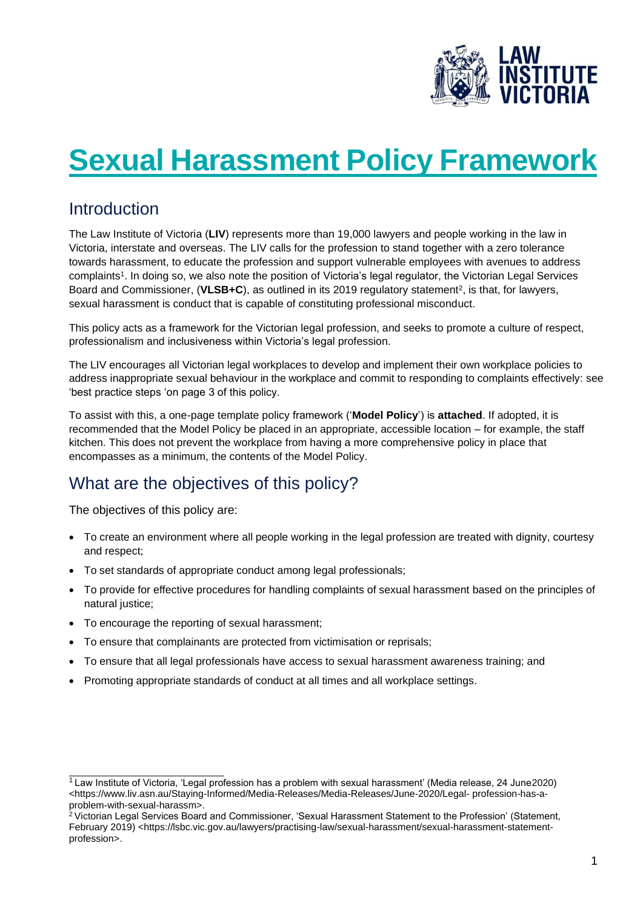# Sexual Harassment Policy Framework

## Introduction

The Law Institute of Victoria (**LIV**) represents more than 19,000 lawyers and people working in the law in Victoria, interstate and overseas. The LIV calls for the profession to stand together with a zero tolerance towards harassment, to educate the profession and support vulnerable employees with avenues to address complaints[1]. In doing so, we also note the position of Victoria's legal regulator, the Victorian Legal Services Board and Commissioner, (**VLSB+C**), as outlined in its 2019 regulatory statement[2], is that, for lawyers, sexual harassment is conduct that is capable of constituting professional misconduct.

This policy acts as a framework for the Victorian legal profession, and seeks to promote a culture of respect, professionalism and inclusiveness within Victoria's legal profession.

The LIV encourages all Victorian legal workplaces to develop and implement their own workplace policies to address inappropriate sexual behaviour in the workplace and commit to responding to complaints effectively: see 'best practice steps 'on page 3 of this policy.

To assist with this, a one-page template policy framework ('**Model Policy**') is **attached**. If adopted, it is recommended that the Model Policy be placed in an appropriate, accessible location – for example, the staff kitchen. This does not prevent the workplace from having a more comprehensive policy in place that encompasses as a minimum, the contents of the Model Policy.

## What are the objectives of this policy?

The objectives of this policy are:

- To create an environment where all people working in the legal profession are treated with dignity, courtesy and respect;
- To set standards of appropriate conduct among legal professionals;
- To provide for effective procedures for handling complaints of sexual harassment based on the principles of natural justice;
- To encourage the reporting of sexual harassment;
- To ensure that complainants are protected from victimisation or reprisals;
- To ensure that all legal professionals have access to sexual harassment awareness training; and
- Promoting appropriate standards of conduct at all times and all workplace settings.

---

[1] Law Institute of Victoria, 'Legal profession has a problem with sexual harassment' (Media release, 24 June2020) <https://www.liv.asn.au/Staying-Informed/Media-Releases/Media-Releases/June-2020/Legal- profession-has-a-problem-with-sexual-harassm>.

[2] Victorian Legal Services Board and Commissioner, 'Sexual Harassment Statement to the Profession' (Statement, February 2019) <https://lsbc.vic.gov.au/lawyers/practising-law/sexual-harassment/sexual-harassment-statement-profession>.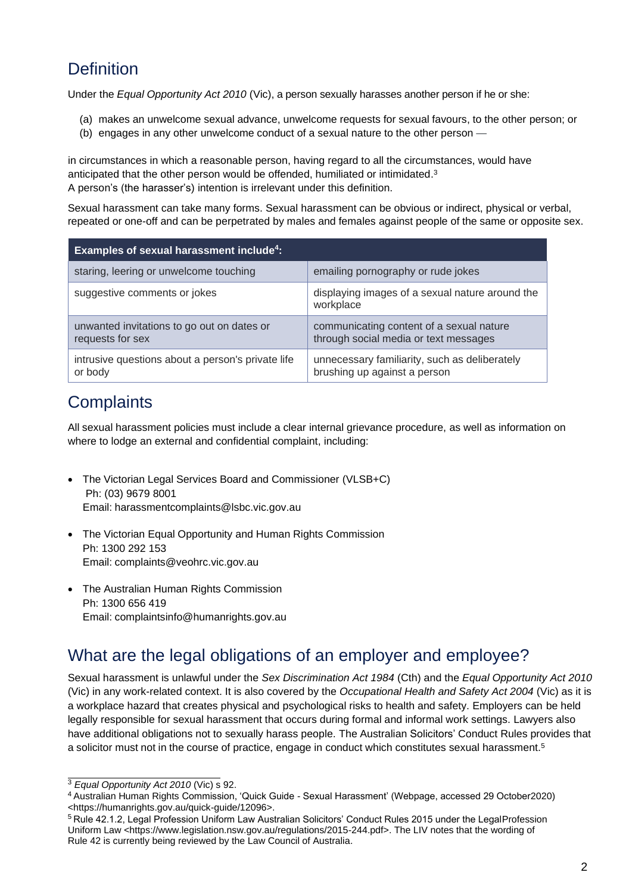## Definition

Under the *Equal Opportunity Act 2010* (Vic), a person sexually harasses another person if he or she:

(a) makes an unwelcome sexual advance, unwelcome requests for sexual favours, to the other person; or
(b) engages in any other unwelcome conduct of a sexual nature to the other person —

in circumstances in which a reasonable person, having regard to all the circumstances, would have anticipated that the other person would be offended, humiliated or intimidated.[3]
A person's (the harasser's) intention is irrelevant under this definition.

Sexual harassment can take many forms. Sexual harassment can be obvious or indirect, physical or verbal, repeated or one-off and can be perpetrated by males and females against people of the same or opposite sex.

| **Examples of sexual harassment include[4]:** | |
|---|---|
| staring, leering or unwelcome touching | emailing pornography or rude jokes |
| suggestive comments or jokes | displaying images of a sexual nature around the workplace |
| unwanted invitations to go out on dates or requests for sex | communicating content of a sexual nature through social media or text messages |
| intrusive questions about a person's private life or body | unnecessary familiarity, such as deliberately brushing up against a person |

## Complaints

All sexual harassment policies must include a clear internal grievance procedure, as well as information on where to lodge an external and confidential complaint, including:

- The Victorian Legal Services Board and Commissioner (VLSB+C)
  Ph: (03) 9679 8001
  Email: harassmentcomplaints@lsbc.vic.gov.au

- The Victorian Equal Opportunity and Human Rights Commission
  Ph: 1300 292 153
  Email: complaints@veohrc.vic.gov.au

- The Australian Human Rights Commission
  Ph: 1300 656 419
  Email: complaintsinfo@humanrights.gov.au

## What are the legal obligations of an employer and employee?

Sexual harassment is unlawful under the *Sex Discrimination Act 1984* (Cth) and the *Equal Opportunity Act 2010* (Vic) in any work-related context. It is also covered by the *Occupational Health and Safety Act 2004* (Vic) as it is a workplace hazard that creates physical and psychological risks to health and safety. Employers can be held legally responsible for sexual harassment that occurs during formal and informal work settings. Lawyers also have additional obligations not to sexually harass people. The Australian Solicitors' Conduct Rules provides that a solicitor must not in the course of practice, engage in conduct which constitutes sexual harassment.[5]

---

[3] *Equal Opportunity Act 2010* (Vic) s 92.
[4] Australian Human Rights Commission, 'Quick Guide - Sexual Harassment' (Webpage, accessed 29 October2020) <https://humanrights.gov.au/quick-guide/12096>.
[5] Rule 42.1.2, Legal Profession Uniform Law Australian Solicitors' Conduct Rules 2015 under the LegalProfession Uniform Law <https://www.legislation.nsw.gov.au/regulations/2015-244.pdf>. The LIV notes that the wording of Rule 42 is currently being reviewed by the Law Council of Australia.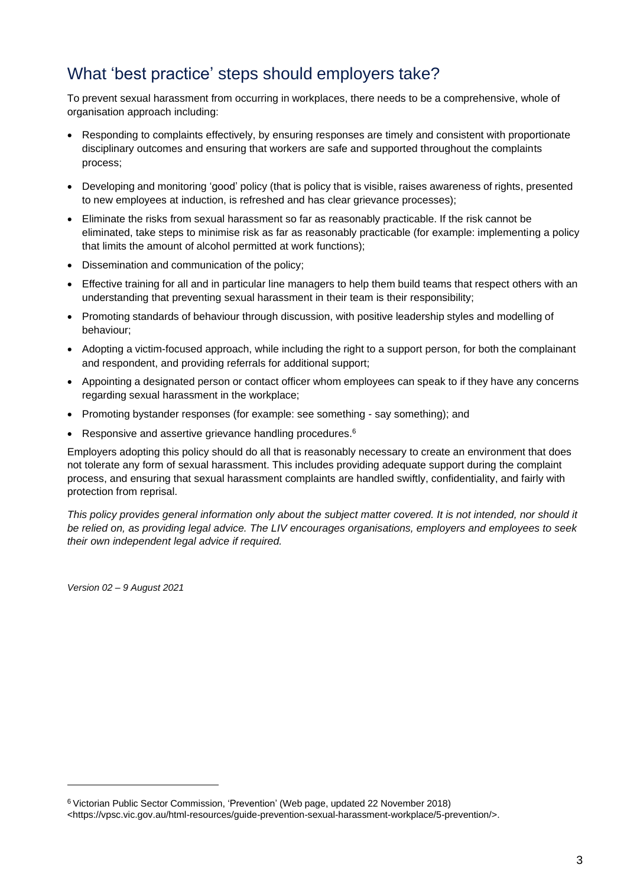## What 'best practice' steps should employers take?

To prevent sexual harassment from occurring in workplaces, there needs to be a comprehensive, whole of organisation approach including:

- Responding to complaints effectively, by ensuring responses are timely and consistent with proportionate disciplinary outcomes and ensuring that workers are safe and supported throughout the complaints process;
- Developing and monitoring 'good' policy (that is policy that is visible, raises awareness of rights, presented to new employees at induction, is refreshed and has clear grievance processes);
- Eliminate the risks from sexual harassment so far as reasonably practicable. If the risk cannot be eliminated, take steps to minimise risk as far as reasonably practicable (for example: implementing a policy that limits the amount of alcohol permitted at work functions);
- Dissemination and communication of the policy;
- Effective training for all and in particular line managers to help them build teams that respect others with an understanding that preventing sexual harassment in their team is their responsibility;
- Promoting standards of behaviour through discussion, with positive leadership styles and modelling of behaviour;
- Adopting a victim-focused approach, while including the right to a support person, for both the complainant and respondent, and providing referrals for additional support;
- Appointing a designated person or contact officer whom employees can speak to if they have any concerns regarding sexual harassment in the workplace;
- Promoting bystander responses (for example: see something - say something); and
- Responsive and assertive grievance handling procedures.[6]

Employers adopting this policy should do all that is reasonably necessary to create an environment that does not tolerate any form of sexual harassment. This includes providing adequate support during the complaint process, and ensuring that sexual harassment complaints are handled swiftly, confidentiality, and fairly with protection from reprisal.

*This policy provides general information only about the subject matter covered. It is not intended, nor should it be relied on, as providing legal advice. The LIV encourages organisations, employers and employees to seek their own independent legal advice if required.*

*Version 02 – 9 August 2021*

[6] Victorian Public Sector Commission, 'Prevention' (Web page, updated 22 November 2018) <https://vpsc.vic.gov.au/html-resources/guide-prevention-sexual-harassment-workplace/5-prevention/>.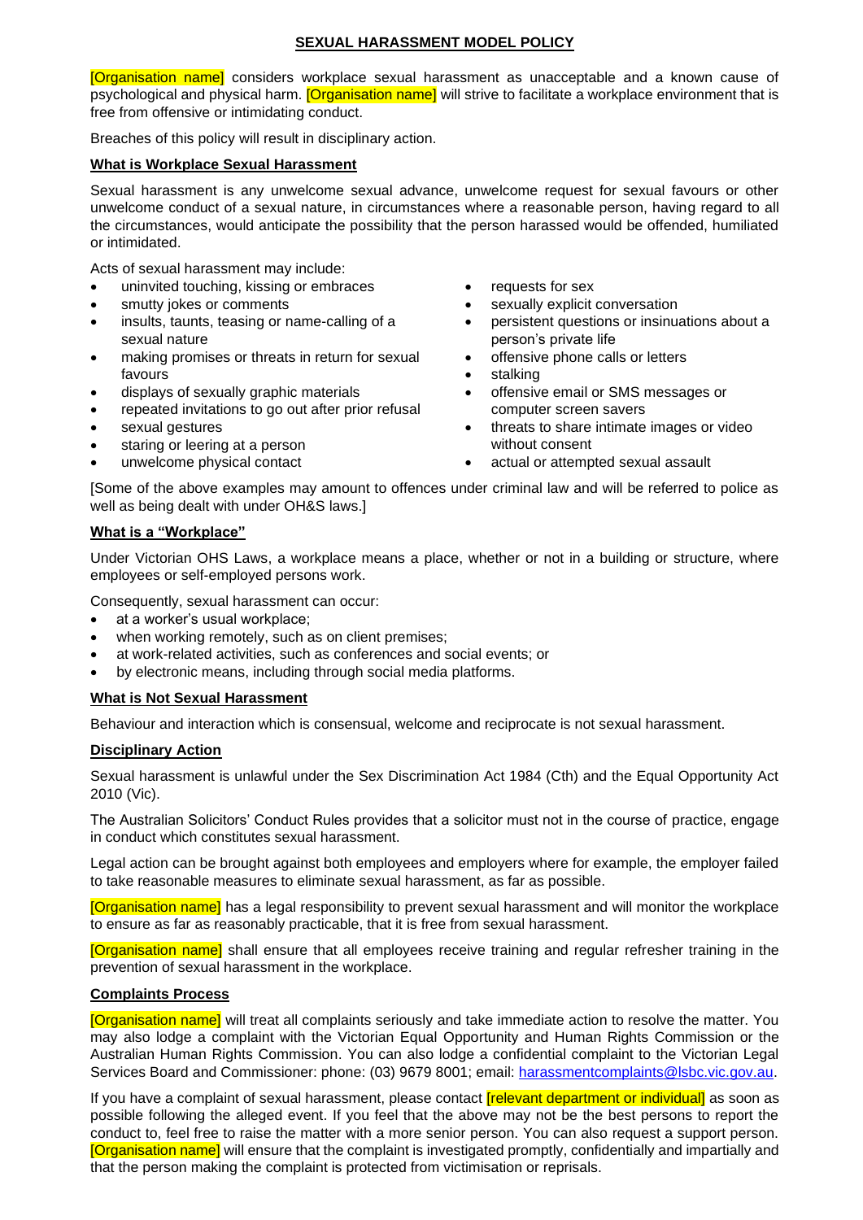# SEXUAL HARASSMENT MODEL POLICY

[Organisation name] considers workplace sexual harassment as unacceptable and a known cause of psychological and physical harm. [Organisation name] will strive to facilitate a workplace environment that is free from offensive or intimidating conduct.

Breaches of this policy will result in disciplinary action.

## What is Workplace Sexual Harassment

Sexual harassment is any unwelcome sexual advance, unwelcome request for sexual favours or other unwelcome conduct of a sexual nature, in circumstances where a reasonable person, having regard to all the circumstances, would anticipate the possibility that the person harassed would be offended, humiliated or intimidated.

Acts of sexual harassment may include:

- uninvited touching, kissing or embraces
- smutty jokes or comments
- insults, taunts, teasing or name-calling of a sexual nature
- making promises or threats in return for sexual favours
- displays of sexually graphic materials
- repeated invitations to go out after prior refusal
- sexual gestures
- staring or leering at a person
- unwelcome physical contact
- requests for sex
- sexually explicit conversation
- persistent questions or insinuations about a person's private life
- offensive phone calls or letters
- stalking
- offensive email or SMS messages or computer screen savers
- threats to share intimate images or video without consent
- actual or attempted sexual assault

[Some of the above examples may amount to offences under criminal law and will be referred to police as well as being dealt with under OH&S laws.]

## What is a "Workplace"

Under Victorian OHS Laws, a workplace means a place, whether or not in a building or structure, where employees or self-employed persons work.

Consequently, sexual harassment can occur:

- at a worker's usual workplace;
- when working remotely, such as on client premises;
- at work-related activities, such as conferences and social events; or
- by electronic means, including through social media platforms.

## What is Not Sexual Harassment

Behaviour and interaction which is consensual, welcome and reciprocate is not sexual harassment.

## Disciplinary Action

Sexual harassment is unlawful under the Sex Discrimination Act 1984 (Cth) and the Equal Opportunity Act 2010 (Vic).

The Australian Solicitors' Conduct Rules provides that a solicitor must not in the course of practice, engage in conduct which constitutes sexual harassment.

Legal action can be brought against both employees and employers where for example, the employer failed to take reasonable measures to eliminate sexual harassment, as far as possible.

[Organisation name] has a legal responsibility to prevent sexual harassment and will monitor the workplace to ensure as far as reasonably practicable, that it is free from sexual harassment.

[Organisation name] shall ensure that all employees receive training and regular refresher training in the prevention of sexual harassment in the workplace.

## Complaints Process

[Organisation name] will treat all complaints seriously and take immediate action to resolve the matter. You may also lodge a complaint with the Victorian Equal Opportunity and Human Rights Commission or the Australian Human Rights Commission. You can also lodge a confidential complaint to the Victorian Legal Services Board and Commissioner: phone: (03) 9679 8001; email: harassmentcomplaints@lsbc.vic.gov.au.

If you have a complaint of sexual harassment, please contact [relevant department or individual] as soon as possible following the alleged event. If you feel that the above may not be the best persons to report the conduct to, feel free to raise the matter with a more senior person. You can also request a support person. [Organisation name] will ensure that the complaint is investigated promptly, confidentially and impartially and that the person making the complaint is protected from victimisation or reprisals.